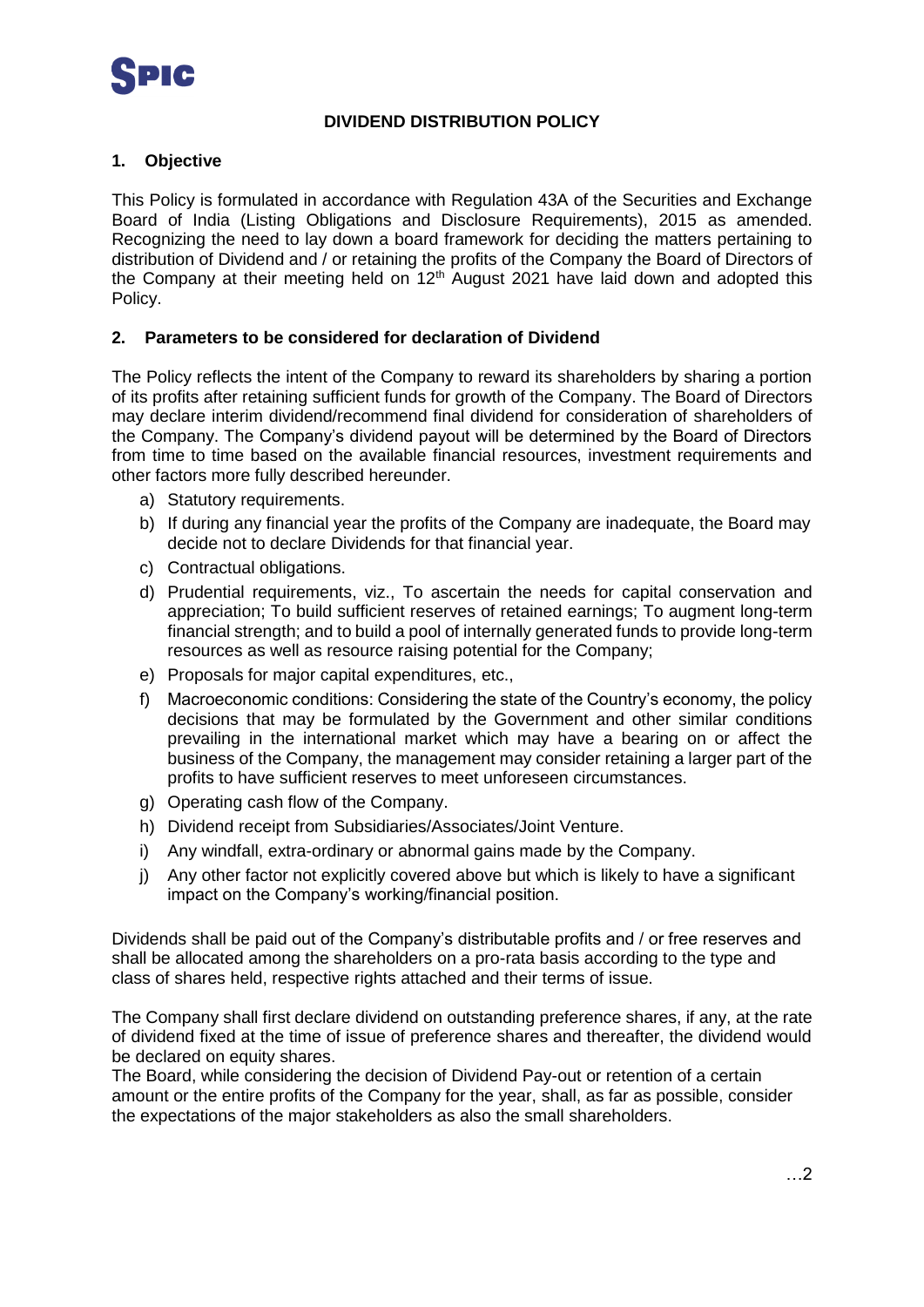SPIC

# DIVIDEND DISTRIBUTION POLICY

## 1. Objective

This Policy is formulated in accordance with Regulation 43A of the Securities and Exchange Board of India (Listing Obligations and Disclosure Requirements), 2015 as amended. Recognizing the need to lay down a board framework for deciding the matters pertaining to distribution of Dividend and / or retaining the profits of the Company the Board of Directors of the Company at their meeting held on 12th August 2021 have laid down and adopted this Policy.

## 2. Parameters to be considered for declaration of Dividend

The Policy reflects the intent of the Company to reward its shareholders by sharing a portion of its profits after retaining sufficient funds for growth of the Company. The Board of Directors may declare interim dividend/recommend final dividend for consideration of shareholders of the Company. The Company's dividend payout will be determined by the Board of Directors from time to time based on the available financial resources, investment requirements and other factors more fully described hereunder.

a) Statutory requirements.
b) If during any financial year the profits of the Company are inadequate, the Board may decide not to declare Dividends for that financial year.
c) Contractual obligations.
d) Prudential requirements, viz., To ascertain the needs for capital conservation and appreciation; To build sufficient reserves of retained earnings; To augment long-term financial strength; and to build a pool of internally generated funds to provide long-term resources as well as resource raising potential for the Company;
e) Proposals for major capital expenditures, etc.,
f) Macroeconomic conditions: Considering the state of the Country's economy, the policy decisions that may be formulated by the Government and other similar conditions prevailing in the international market which may have a bearing on or affect the business of the Company, the management may consider retaining a larger part of the profits to have sufficient reserves to meet unforeseen circumstances.
g) Operating cash flow of the Company.
h) Dividend receipt from Subsidiaries/Associates/Joint Venture.
i) Any windfall, extra-ordinary or abnormal gains made by the Company.
j) Any other factor not explicitly covered above but which is likely to have a significant impact on the Company's working/financial position.

Dividends shall be paid out of the Company's distributable profits and / or free reserves and shall be allocated among the shareholders on a pro-rata basis according to the type and class of shares held, respective rights attached and their terms of issue.

The Company shall first declare dividend on outstanding preference shares, if any, at the rate of dividend fixed at the time of issue of preference shares and thereafter, the dividend would be declared on equity shares.
The Board, while considering the decision of Dividend Pay-out or retention of a certain amount or the entire profits of the Company for the year, shall, as far as possible, consider the expectations of the major stakeholders as also the small shareholders.

…2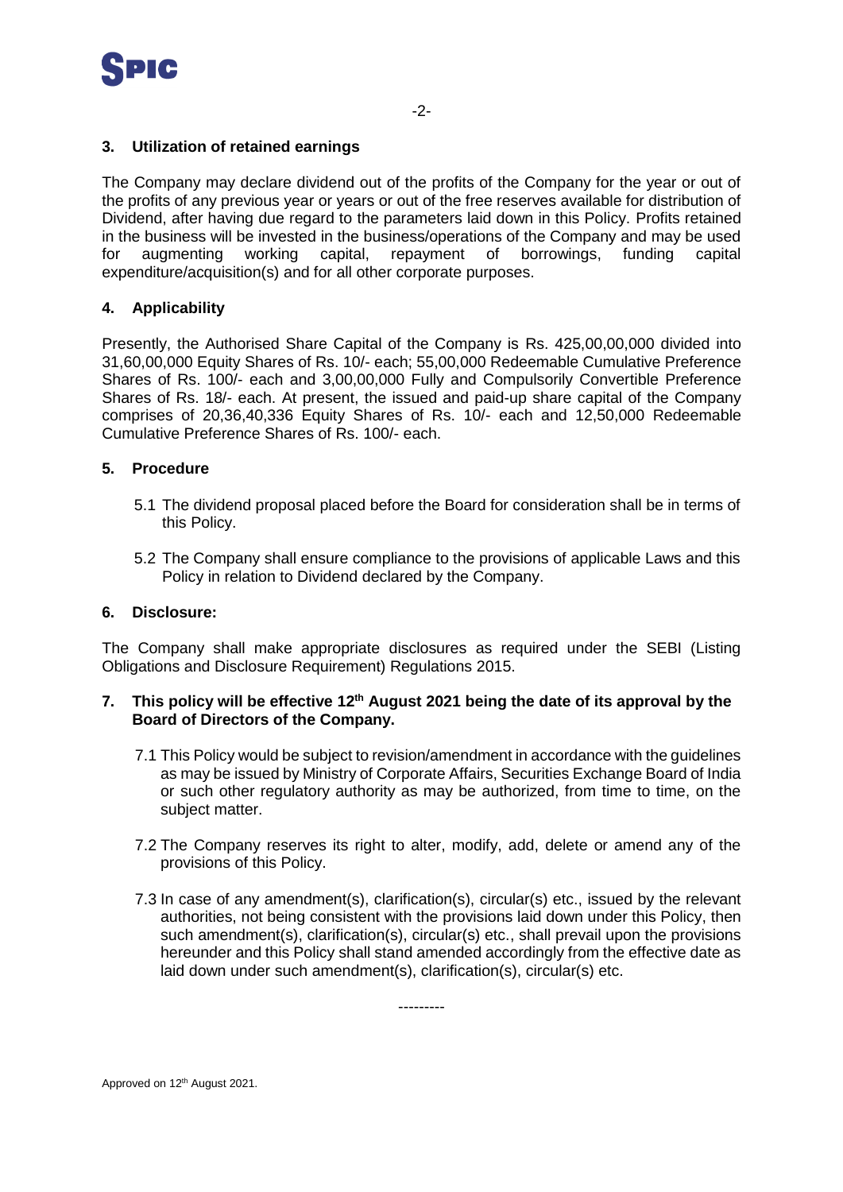## 3. Utilization of retained earnings

The Company may declare dividend out of the profits of the Company for the year or out of the profits of any previous year or years or out of the free reserves available for distribution of Dividend, after having due regard to the parameters laid down in this Policy. Profits retained in the business will be invested in the business/operations of the Company and may be used for augmenting working capital, repayment of borrowings, funding capital expenditure/acquisition(s) and for all other corporate purposes.

## 4. Applicability

Presently, the Authorised Share Capital of the Company is Rs. 425,00,00,000 divided into 31,60,00,000 Equity Shares of Rs. 10/- each; 55,00,000 Redeemable Cumulative Preference Shares of Rs. 100/- each and 3,00,00,000 Fully and Compulsorily Convertible Preference Shares of Rs. 18/- each. At present, the issued and paid-up share capital of the Company comprises of 20,36,40,336 Equity Shares of Rs. 10/- each and 12,50,000 Redeemable Cumulative Preference Shares of Rs. 100/- each.

## 5. Procedure

5.1 The dividend proposal placed before the Board for consideration shall be in terms of this Policy.

5.2 The Company shall ensure compliance to the provisions of applicable Laws and this Policy in relation to Dividend declared by the Company.

## 6. Disclosure:

The Company shall make appropriate disclosures as required under the SEBI (Listing Obligations and Disclosure Requirement) Regulations 2015.

## 7. This policy will be effective 12th August 2021 being the date of its approval by the Board of Directors of the Company.

7.1 This Policy would be subject to revision/amendment in accordance with the guidelines as may be issued by Ministry of Corporate Affairs, Securities Exchange Board of India or such other regulatory authority as may be authorized, from time to time, on the subject matter.

7.2 The Company reserves its right to alter, modify, add, delete or amend any of the provisions of this Policy.

7.3 In case of any amendment(s), clarification(s), circular(s) etc., issued by the relevant authorities, not being consistent with the provisions laid down under this Policy, then such amendment(s), clarification(s), circular(s) etc., shall prevail upon the provisions hereunder and this Policy shall stand amended accordingly from the effective date as laid down under such amendment(s), clarification(s), circular(s) etc.

---------

Approved on 12th August 2021.